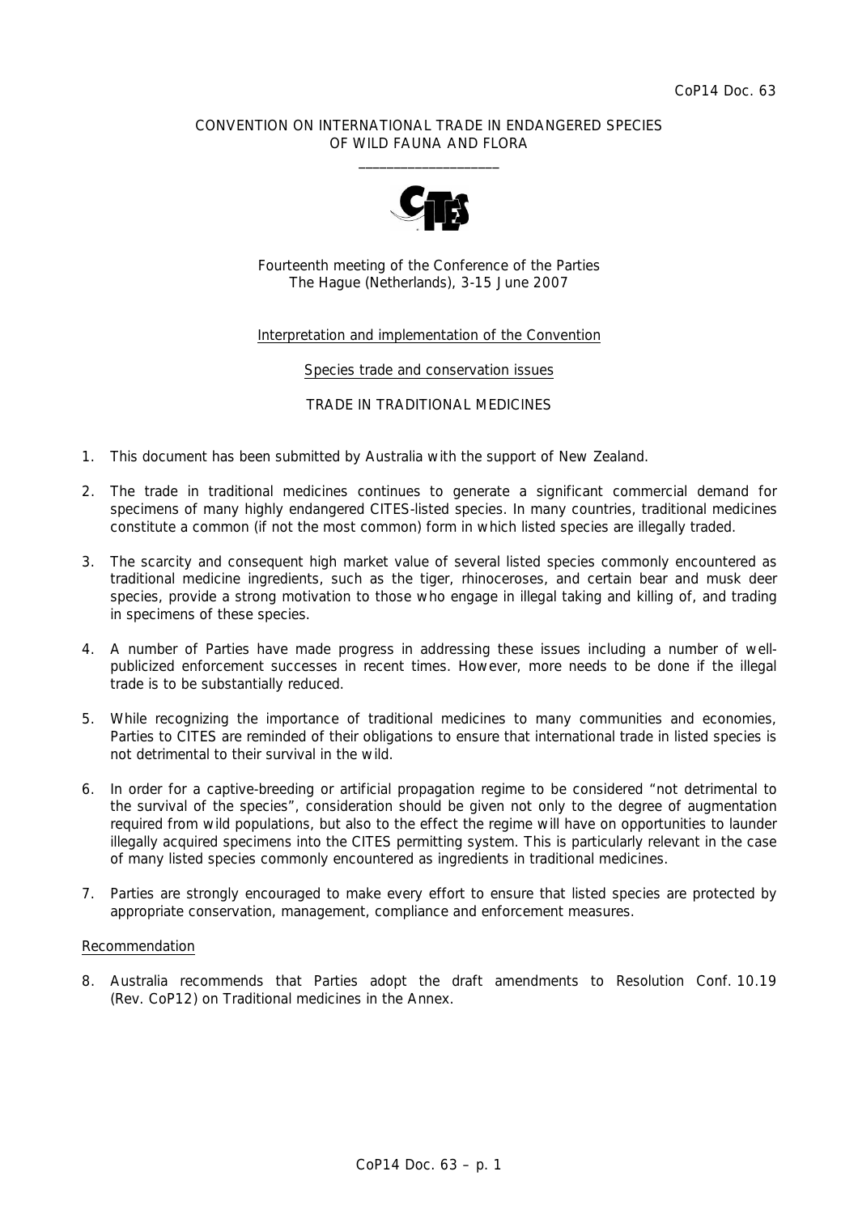CoP14 Doc. 63

CONVENTION ON INTERNATIONAL TRADE IN ENDANGERED SPECIES OF WILD FAUNA AND FLORA

\_\_\_\_\_\_\_\_\_\_\_\_\_\_\_\_\_\_\_\_

Fourteenth meeting of the Conference of the Parties
The Hague (Netherlands), 3-15 June 2007

Interpretation and implementation of the Convention

Species trade and conservation issues

TRADE IN TRADITIONAL MEDICINES

1. This document has been submitted by Australia with the support of New Zealand.

2. The trade in traditional medicines continues to generate a significant commercial demand for specimens of many highly endangered CITES-listed species. In many countries, traditional medicines constitute a common (if not the most common) form in which listed species are illegally traded.

3. The scarcity and consequent high market value of several listed species commonly encountered as traditional medicine ingredients, such as the tiger, rhinoceroses, and certain bear and musk deer species, provide a strong motivation to those who engage in illegal taking and killing of, and trading in specimens of these species.

4. A number of Parties have made progress in addressing these issues including a number of well-publicized enforcement successes in recent times. However, more needs to be done if the illegal trade is to be substantially reduced.

5. While recognizing the importance of traditional medicines to many communities and economies, Parties to CITES are reminded of their obligations to ensure that international trade in listed species is not detrimental to their survival in the wild.

6. In order for a captive-breeding or artificial propagation regime to be considered "not detrimental to the survival of the species", consideration should be given not only to the degree of augmentation required from wild populations, but also to the effect the regime will have on opportunities to launder illegally acquired specimens into the CITES permitting system. This is particularly relevant in the case of many listed species commonly encountered as ingredients in traditional medicines.

7. Parties are strongly encouraged to make every effort to ensure that listed species are protected by appropriate conservation, management, compliance and enforcement measures.

Recommendation

8. Australia recommends that Parties adopt the draft amendments to Resolution Conf. 10.19 (Rev. CoP12) on Traditional medicines in the Annex.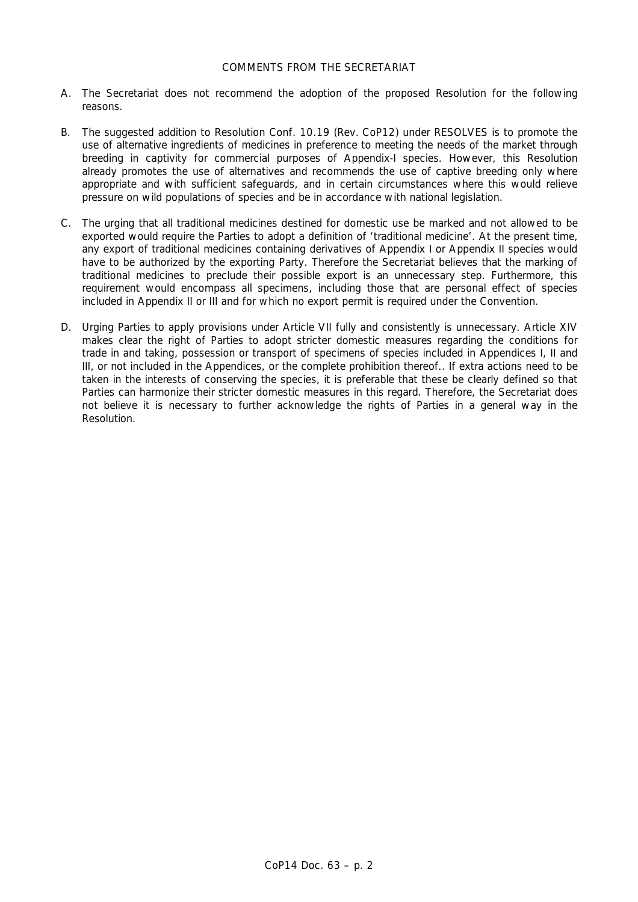COMMENTS FROM THE SECRETARIAT

A. The Secretariat does not recommend the adoption of the proposed Resolution for the following reasons.

B. The suggested addition to Resolution Conf. 10.19 (Rev. CoP12) under RESOLVES is to promote the use of alternative ingredients of medicines in preference to meeting the needs of the market through breeding in captivity for commercial purposes of Appendix-I species. However, this Resolution already promotes the use of alternatives and recommends the use of captive breeding only where appropriate and with sufficient safeguards, and in certain circumstances where this would relieve pressure on wild populations of species and be in accordance with national legislation.

C. The urging that all traditional medicines destined for domestic use be marked and not allowed to be exported would require the Parties to adopt a definition of 'traditional medicine'. At the present time, any export of traditional medicines containing derivatives of Appendix I or Appendix II species would have to be authorized by the exporting Party. Therefore the Secretariat believes that the marking of traditional medicines to preclude their possible export is an unnecessary step. Furthermore, this requirement would encompass all specimens, including those that are personal effect of species included in Appendix II or III and for which no export permit is required under the Convention.

D. Urging Parties to apply provisions under Article VII fully and consistently is unnecessary. Article XIV makes clear the right of Parties to adopt stricter domestic measures regarding the conditions for trade in and taking, possession or transport of specimens of species included in Appendices I, II and III, or not included in the Appendices, or the complete prohibition thereof.. If extra actions need to be taken in the interests of conserving the species, it is preferable that these be clearly defined so that Parties can harmonize their stricter domestic measures in this regard. Therefore, the Secretariat does not believe it is necessary to further acknowledge the rights of Parties in a general way in the Resolution.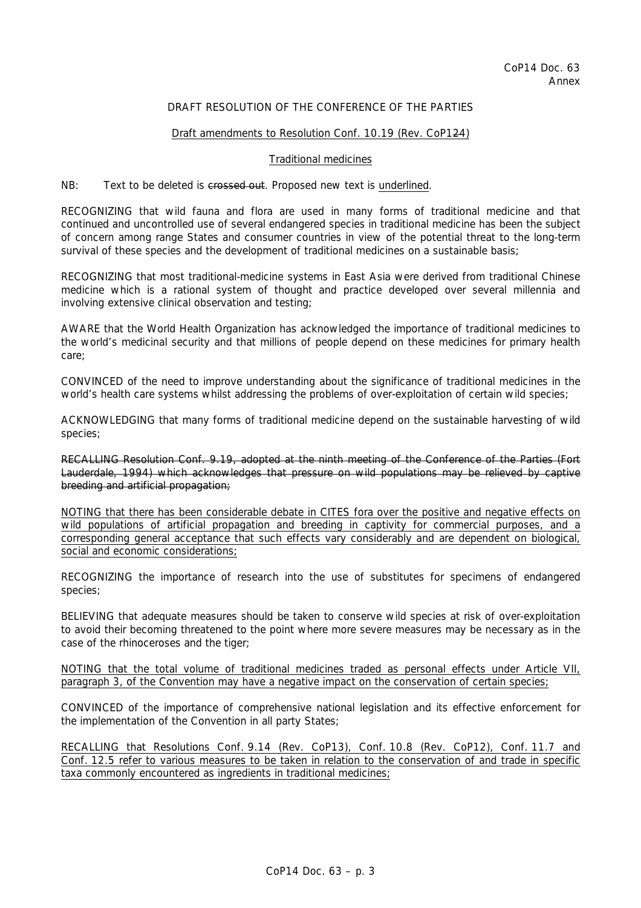DRAFT RESOLUTION OF THE CONFERENCE OF THE PARTIES

<u>Draft amendments to Resolution Conf. 10.19 (Rev. CoP1~~2~~4)</u>

<u>Traditional medicines</u>

NB: Text to be deleted is ~~crossed out~~. Proposed new text is <u>underlined</u>.

RECOGNIZING that wild fauna and flora are used in many forms of traditional medicine and that continued and uncontrolled use of several endangered species in traditional medicine has been the subject of concern among range States and consumer countries in view of the potential threat to the long-term survival of these species and the development of traditional medicines on a sustainable basis;

RECOGNIZING that most traditional-medicine systems in East Asia were derived from traditional Chinese medicine which is a rational system of thought and practice developed over several millennia and involving extensive clinical observation and testing;

AWARE that the World Health Organization has acknowledged the importance of traditional medicines to the world's medicinal security and that millions of people depend on these medicines for primary health care;

CONVINCED of the need to improve understanding about the significance of traditional medicines in the world's health care systems whilst addressing the problems of over-exploitation of certain wild species;

ACKNOWLEDGING that many forms of traditional medicine depend on the sustainable harvesting of wild species;

~~RECALLING Resolution Conf. 9.19, adopted at the ninth meeting of the Conference of the Parties (Fort Lauderdale, 1994) which acknowledges that pressure on wild populations may be relieved by captive breeding and artificial propagation;~~

<u>NOTING that there has been considerable debate in CITES fora over the positive and negative effects on wild populations of artificial propagation and breeding in captivity for commercial purposes, and a corresponding general acceptance that such effects vary considerably and are dependent on biological, social and economic considerations;</u>

RECOGNIZING the importance of research into the use of substitutes for specimens of endangered species;

BELIEVING that adequate measures should be taken to conserve wild species at risk of over-exploitation to avoid their becoming threatened to the point where more severe measures may be necessary as in the case of the rhinoceroses and the tiger;

<u>NOTING that the total volume of traditional medicines traded as personal effects under Article VII, paragraph 3, of the Convention may have a negative impact on the conservation of certain species;</u>

CONVINCED of the importance of comprehensive national legislation and its effective enforcement for the implementation of the Convention in all party States;

<u>RECALLING that Resolutions Conf. 9.14 (Rev. CoP13), Conf. 10.8 (Rev. CoP12), Conf. 11.7 and Conf. 12.5 refer to various measures to be taken in relation to the conservation of and trade in specific taxa commonly encountered as ingredients in traditional medicines;</u>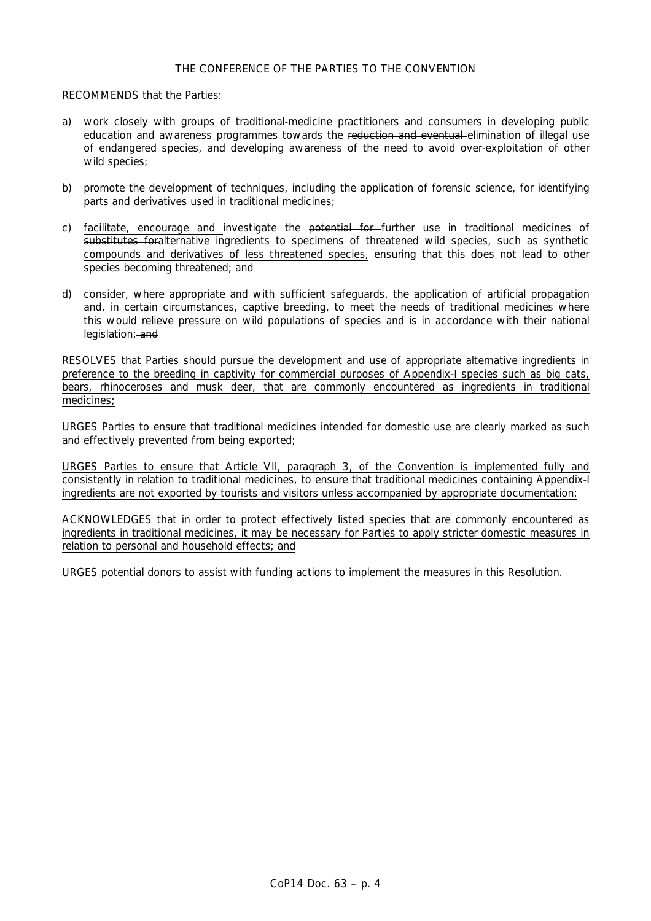THE CONFERENCE OF THE PARTIES TO THE CONVENTION

RECOMMENDS that the Parties:

a) work closely with groups of traditional-medicine practitioners and consumers in developing public education and awareness programmes towards the ~~reduction and eventual~~ elimination of illegal use of endangered species, and developing awareness of the need to avoid over-exploitation of other wild species;

b) promote the development of techniques, including the application of forensic science, for identifying parts and derivatives used in traditional medicines;

c) <u>facilitate, encourage and</u> investigate the ~~potential for~~ further use in traditional medicines of ~~substitutes for~~<u>alternative ingredients to</u> specimens of threatened wild species<u>, such as synthetic compounds and derivatives of less threatened species,</u> ensuring that this does not lead to other species becoming threatened; and

d) consider, where appropriate and with sufficient safeguards, the application of artificial propagation and, in certain circumstances, captive breeding, to meet the needs of traditional medicines where this would relieve pressure on wild populations of species and is in accordance with their national legislation;~~ and~~

<u>RESOLVES that Parties should pursue the development and use of appropriate alternative ingredients in preference to the breeding in captivity for commercial purposes of Appendix-I species such as big cats, bears, rhinoceroses and musk deer, that are commonly encountered as ingredients in traditional medicines;</u>

<u>URGES Parties to ensure that traditional medicines intended for domestic use are clearly marked as such and effectively prevented from being exported;</u>

<u>URGES Parties to ensure that Article VII, paragraph 3, of the Convention is implemented fully and consistently in relation to traditional medicines, to ensure that traditional medicines containing Appendix-I ingredients are not exported by tourists and visitors unless accompanied by appropriate documentation;</u>

<u>ACKNOWLEDGES that in order to protect effectively listed species that are commonly encountered as ingredients in traditional medicines, it may be necessary for Parties to apply stricter domestic measures in relation to personal and household effects; and</u>

URGES potential donors to assist with funding actions to implement the measures in this Resolution.